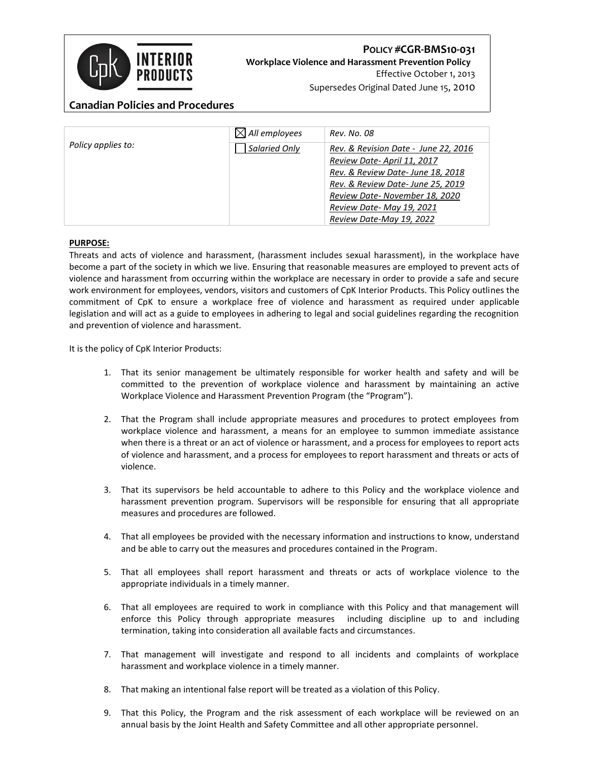**POLICY #CGR-BMS10-031**
**Workplace Violence and Harassment Prevention Policy**
Effective October 1, 2013
Supersedes Original Dated June 15, 2010

## Canadian Policies and Procedures

| *Policy applies to:* | ☒ *All employees* | *Rev. No. 08* |
|---|---|---|
| | ☐ *Salaried Only* | *Rev. & Revision Date - June 22, 2016*<br>*Review Date- April 11, 2017*<br>*Rev. & Review Date- June 18, 2018*<br>*Rev. & Review Date- June 25, 2019*<br>*Review Date- November 18, 2020*<br>*Review Date- May 19, 2021*<br>*Review Date-May 19, 2022* |

**PURPOSE:**

Threats and acts of violence and harassment, (harassment includes sexual harassment), in the workplace have become a part of the society in which we live. Ensuring that reasonable measures are employed to prevent acts of violence and harassment from occurring within the workplace are necessary in order to provide a safe and secure work environment for employees, vendors, visitors and customers of CpK Interior Products. This Policy outlines the commitment of CpK to ensure a workplace free of violence and harassment as required under applicable legislation and will act as a guide to employees in adhering to legal and social guidelines regarding the recognition and prevention of violence and harassment.

It is the policy of CpK Interior Products:

1. That its senior management be ultimately responsible for worker health and safety and will be committed to the prevention of workplace violence and harassment by maintaining an active Workplace Violence and Harassment Prevention Program (the "Program").

2. That the Program shall include appropriate measures and procedures to protect employees from workplace violence and harassment, a means for an employee to summon immediate assistance when there is a threat or an act of violence or harassment, and a process for employees to report acts of violence and harassment, and a process for employees to report harassment and threats or acts of violence.

3. That its supervisors be held accountable to adhere to this Policy and the workplace violence and harassment prevention program. Supervisors will be responsible for ensuring that all appropriate measures and procedures are followed.

4. That all employees be provided with the necessary information and instructions to know, understand and be able to carry out the measures and procedures contained in the Program.

5. That all employees shall report harassment and threats or acts of workplace violence to the appropriate individuals in a timely manner.

6. That all employees are required to work in compliance with this Policy and that management will enforce this Policy through appropriate measures including discipline up to and including termination, taking into consideration all available facts and circumstances.

7. That management will investigate and respond to all incidents and complaints of workplace harassment and workplace violence in a timely manner.

8. That making an intentional false report will be treated as a violation of this Policy.

9. That this Policy, the Program and the risk assessment of each workplace will be reviewed on an annual basis by the Joint Health and Safety Committee and all other appropriate personnel.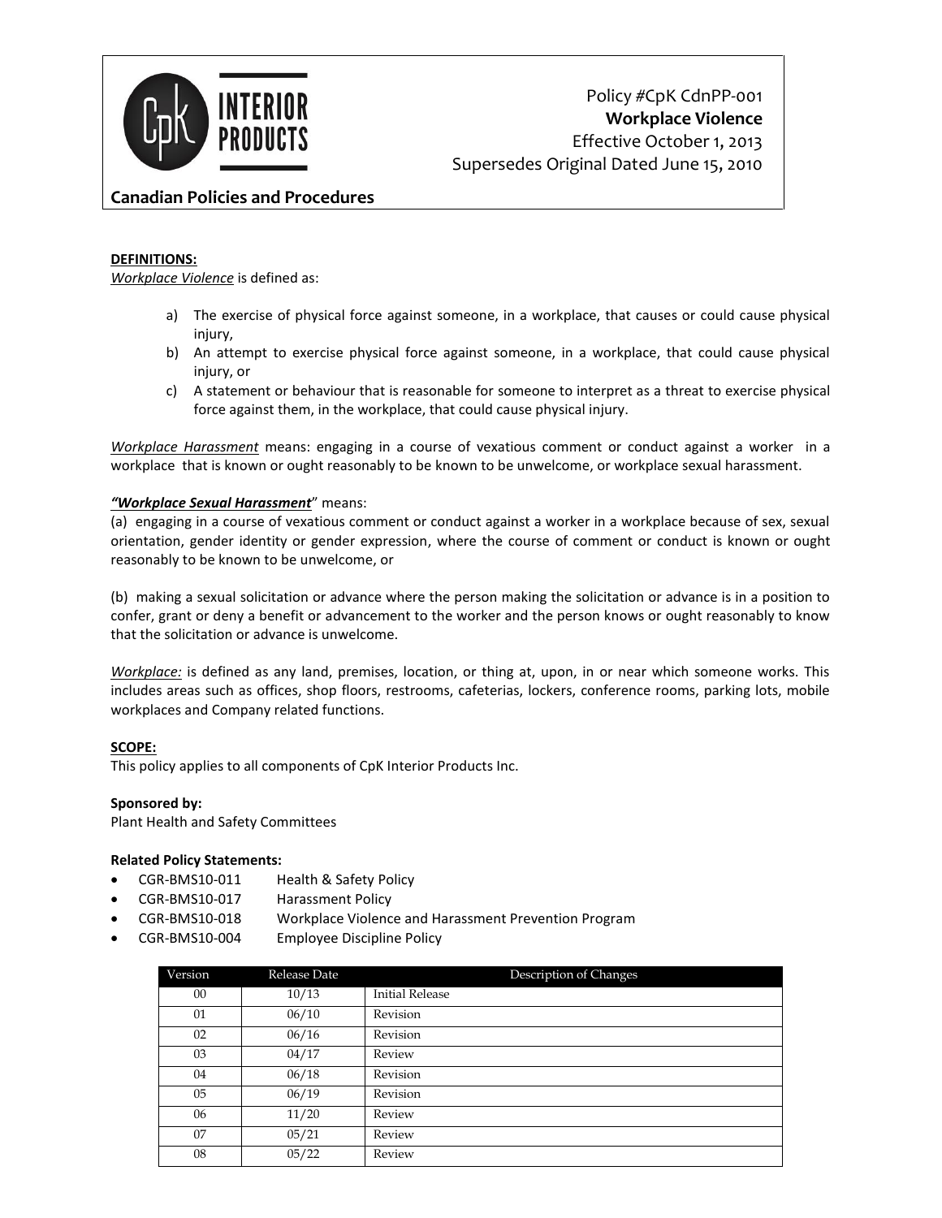Policy #CpK CdnPP-001
**Workplace Violence**
Effective October 1, 2013
Supersedes Original Dated June 15, 2010

**Canadian Policies and Procedures**

**DEFINITIONS:**

*Workplace Violence* is defined as:

a) The exercise of physical force against someone, in a workplace, that causes or could cause physical injury,
b) An attempt to exercise physical force against someone, in a workplace, that could cause physical injury, or
c) A statement or behaviour that is reasonable for someone to interpret as a threat to exercise physical force against them, in the workplace, that could cause physical injury.

*Workplace Harassment* means: engaging in a course of vexatious comment or conduct against a worker in a workplace that is known or ought reasonably to be known to be unwelcome, or workplace sexual harassment.

***"Workplace Sexual Harassment"*** means:

(a) engaging in a course of vexatious comment or conduct against a worker in a workplace because of sex, sexual orientation, gender identity or gender expression, where the course of comment or conduct is known or ought reasonably to be known to be unwelcome, or

(b) making a sexual solicitation or advance where the person making the solicitation or advance is in a position to confer, grant or deny a benefit or advancement to the worker and the person knows or ought reasonably to know that the solicitation or advance is unwelcome.

*Workplace:* is defined as any land, premises, location, or thing at, upon, in or near which someone works. This includes areas such as offices, shop floors, restrooms, cafeterias, lockers, conference rooms, parking lots, mobile workplaces and Company related functions.

**SCOPE:**

This policy applies to all components of CpK Interior Products Inc.

**Sponsored by:**

Plant Health and Safety Committees

**Related Policy Statements:**

- CGR-BMS10-011 Health & Safety Policy
- CGR-BMS10-017 Harassment Policy
- CGR-BMS10-018 Workplace Violence and Harassment Prevention Program
- CGR-BMS10-004 Employee Discipline Policy

| Version | Release Date | Description of Changes |
|---|---|---|
| 00 | 10/13 | Initial Release |
| 01 | 06/10 | Revision |
| 02 | 06/16 | Revision |
| 03 | 04/17 | Review |
| 04 | 06/18 | Revision |
| 05 | 06/19 | Revision |
| 06 | 11/20 | Review |
| 07 | 05/21 | Review |
| 08 | 05/22 | Review |